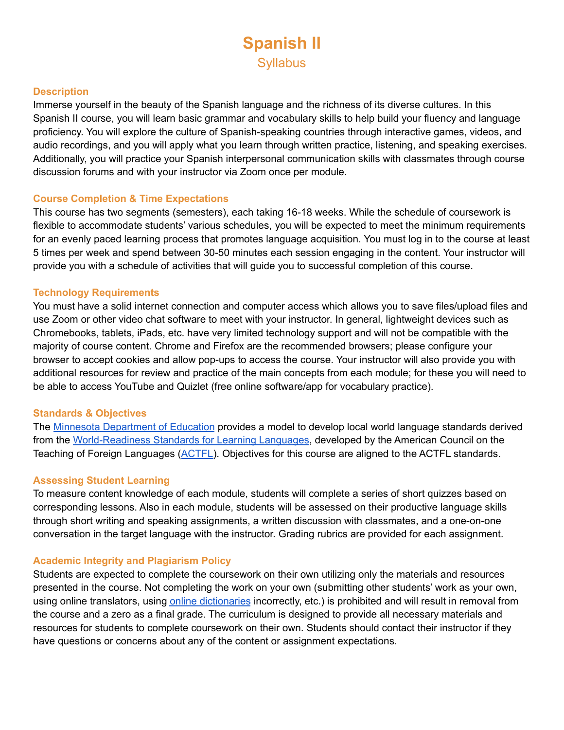# Spanish II

## Syllabus

### Description

Immerse yourself in the beauty of the Spanish language and the richness of its diverse cultures. In this Spanish II course, you will learn basic grammar and vocabulary skills to help build your fluency and language proficiency. You will explore the culture of Spanish-speaking countries through interactive games, videos, and audio recordings, and you will apply what you learn through written practice, listening, and speaking exercises. Additionally, you will practice your Spanish interpersonal communication skills with classmates through course discussion forums and with your instructor via Zoom once per module.

### Course Completion & Time Expectations

This course has two segments (semesters), each taking 16-18 weeks. While the schedule of coursework is flexible to accommodate students' various schedules, you will be expected to meet the minimum requirements for an evenly paced learning process that promotes language acquisition. You must log in to the course at least 5 times per week and spend between 30-50 minutes each session engaging in the content. Your instructor will provide you with a schedule of activities that will guide you to successful completion of this course.

### Technology Requirements

You must have a solid internet connection and computer access which allows you to save files/upload files and use Zoom or other video chat software to meet with your instructor. In general, lightweight devices such as Chromebooks, tablets, iPads, etc. have very limited technology support and will not be compatible with the majority of course content. Chrome and Firefox are the recommended browsers; please configure your browser to accept cookies and allow pop-ups to access the course. Your instructor will also provide you with additional resources for review and practice of the main concepts from each module; for these you will need to be able to access YouTube and Quizlet (free online software/app for vocabulary practice).

### Standards & Objectives

The Minnesota Department of Education provides a model to develop local world language standards derived from the World-Readiness Standards for Learning Languages, developed by the American Council on the Teaching of Foreign Languages (ACTFL). Objectives for this course are aligned to the ACTFL standards.

### Assessing Student Learning

To measure content knowledge of each module, students will complete a series of short quizzes based on corresponding lessons. Also in each module, students will be assessed on their productive language skills through short writing and speaking assignments, a written discussion with classmates, and a one-on-one conversation in the target language with the instructor. Grading rubrics are provided for each assignment.

### Academic Integrity and Plagiarism Policy

Students are expected to complete the coursework on their own utilizing only the materials and resources presented in the course. Not completing the work on your own (submitting other students' work as your own, using online translators, using online dictionaries incorrectly, etc.) is prohibited and will result in removal from the course and a zero as a final grade. The curriculum is designed to provide all necessary materials and resources for students to complete coursework on their own. Students should contact their instructor if they have questions or concerns about any of the content or assignment expectations.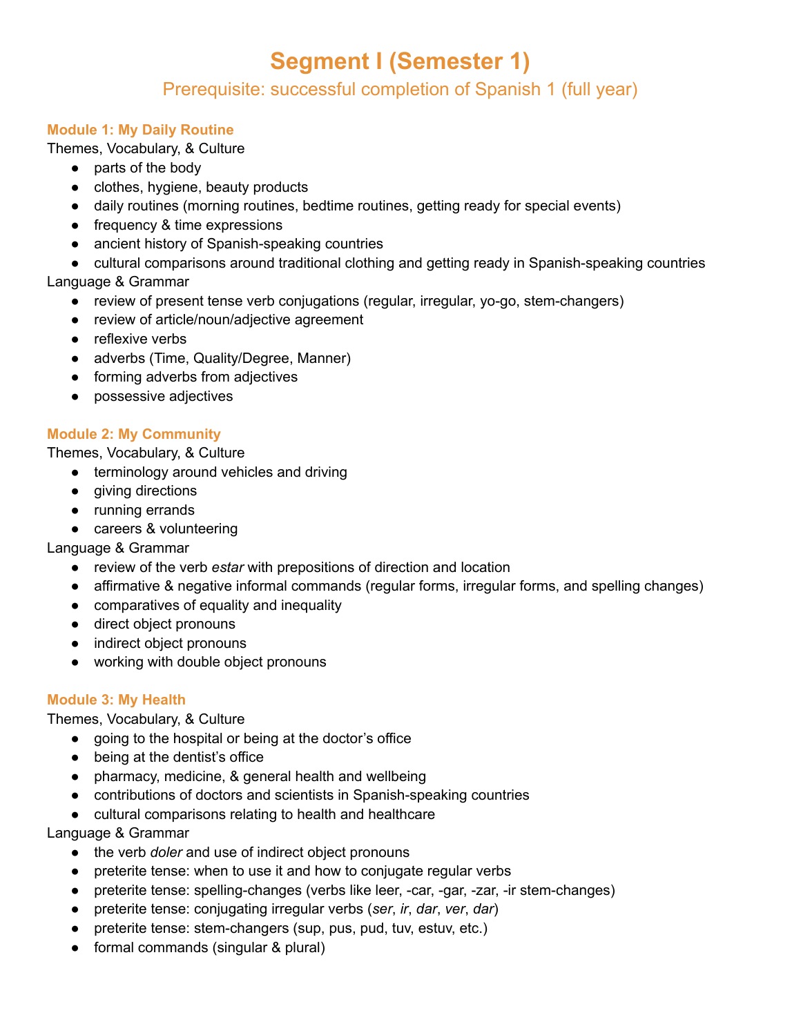# Segment I (Semester 1)

## Prerequisite: successful completion of Spanish 1 (full year)

### Module 1: My Daily Routine

Themes, Vocabulary, & Culture

- parts of the body
- clothes, hygiene, beauty products
- daily routines (morning routines, bedtime routines, getting ready for special events)
- frequency & time expressions
- ancient history of Spanish-speaking countries
- cultural comparisons around traditional clothing and getting ready in Spanish-speaking countries

Language & Grammar

- review of present tense verb conjugations (regular, irregular, yo-go, stem-changers)
- review of article/noun/adjective agreement
- reflexive verbs
- adverbs (Time, Quality/Degree, Manner)
- forming adverbs from adjectives
- possessive adjectives

### Module 2: My Community

Themes, Vocabulary, & Culture

- terminology around vehicles and driving
- giving directions
- running errands
- careers & volunteering

Language & Grammar

- review of the verb *estar* with prepositions of direction and location
- affirmative & negative informal commands (regular forms, irregular forms, and spelling changes)
- comparatives of equality and inequality
- direct object pronouns
- indirect object pronouns
- working with double object pronouns

### Module 3: My Health

Themes, Vocabulary, & Culture

- going to the hospital or being at the doctor's office
- being at the dentist's office
- pharmacy, medicine, & general health and wellbeing
- contributions of doctors and scientists in Spanish-speaking countries
- cultural comparisons relating to health and healthcare

Language & Grammar

- the verb *doler* and use of indirect object pronouns
- preterite tense: when to use it and how to conjugate regular verbs
- preterite tense: spelling-changes (verbs like leer, -car, -gar, -zar, -ir stem-changes)
- preterite tense: conjugating irregular verbs (*ser*, *ir*, *dar*, *ver*, *dar*)
- preterite tense: stem-changers (sup, pus, pud, tuv, estuv, etc.)
- formal commands (singular & plural)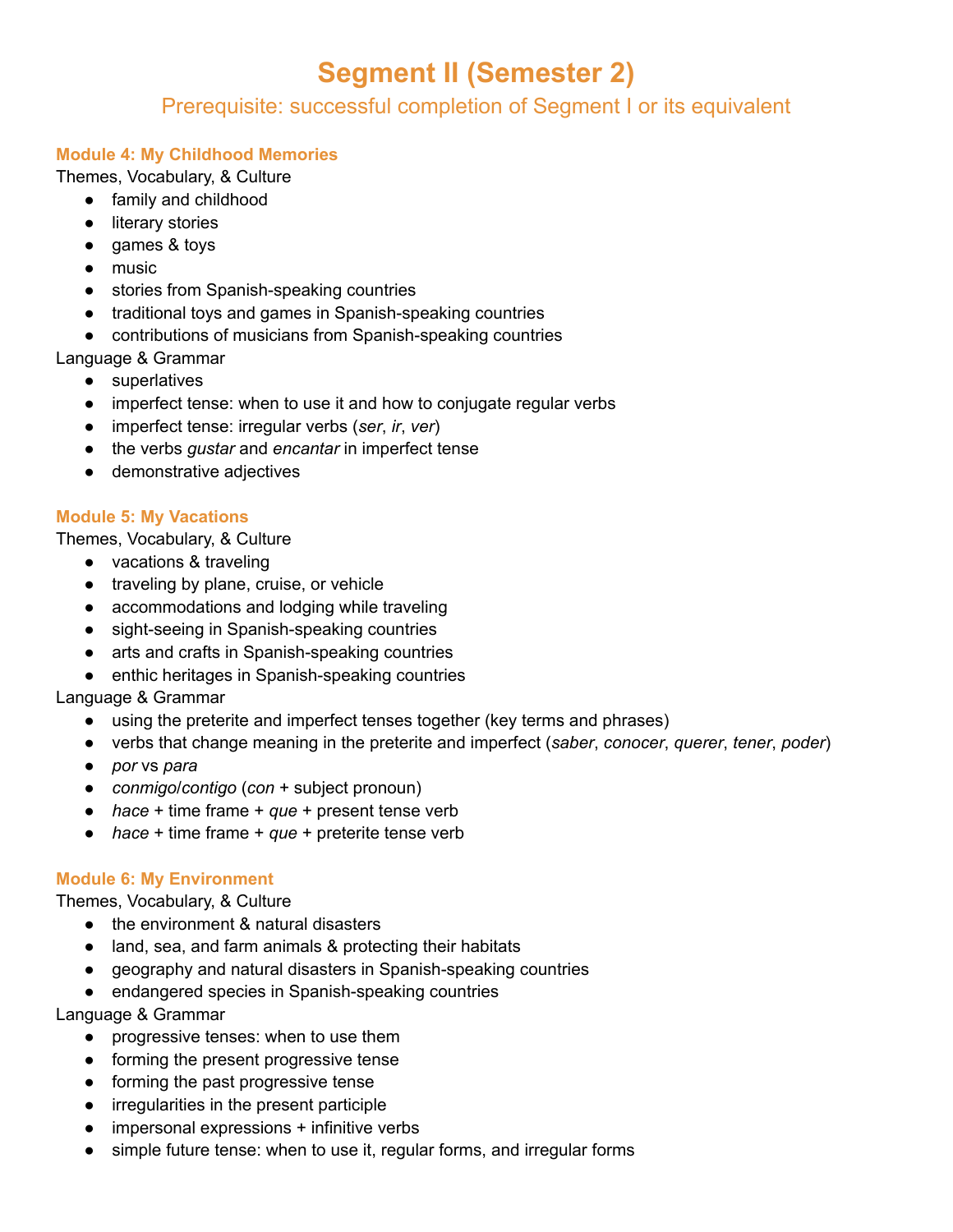# Segment II (Semester 2)

## Prerequisite: successful completion of Segment I or its equivalent

### Module 4: My Childhood Memories

Themes, Vocabulary, & Culture

- family and childhood
- literary stories
- games & toys
- music
- stories from Spanish-speaking countries
- traditional toys and games in Spanish-speaking countries
- contributions of musicians from Spanish-speaking countries

Language & Grammar

- superlatives
- imperfect tense: when to use it and how to conjugate regular verbs
- imperfect tense: irregular verbs (*ser*, *ir*, *ver*)
- the verbs *gustar* and *encantar* in imperfect tense
- demonstrative adjectives

### Module 5: My Vacations

Themes, Vocabulary, & Culture

- vacations & traveling
- traveling by plane, cruise, or vehicle
- accommodations and lodging while traveling
- sight-seeing in Spanish-speaking countries
- arts and crafts in Spanish-speaking countries
- enthic heritages in Spanish-speaking countries

Language & Grammar

- using the preterite and imperfect tenses together (key terms and phrases)
- verbs that change meaning in the preterite and imperfect (*saber*, *conocer*, *querer*, *tener*, *poder*)
- *por* vs *para*
- *conmigo*/*contigo* (*con* + subject pronoun)
- *hace* + time frame + *que* + present tense verb
- *hace* + time frame + *que* + preterite tense verb

### Module 6: My Environment

Themes, Vocabulary, & Culture

- the environment & natural disasters
- land, sea, and farm animals & protecting their habitats
- geography and natural disasters in Spanish-speaking countries
- endangered species in Spanish-speaking countries

Language & Grammar

- progressive tenses: when to use them
- forming the present progressive tense
- forming the past progressive tense
- irregularities in the present participle
- impersonal expressions + infinitive verbs
- simple future tense: when to use it, regular forms, and irregular forms